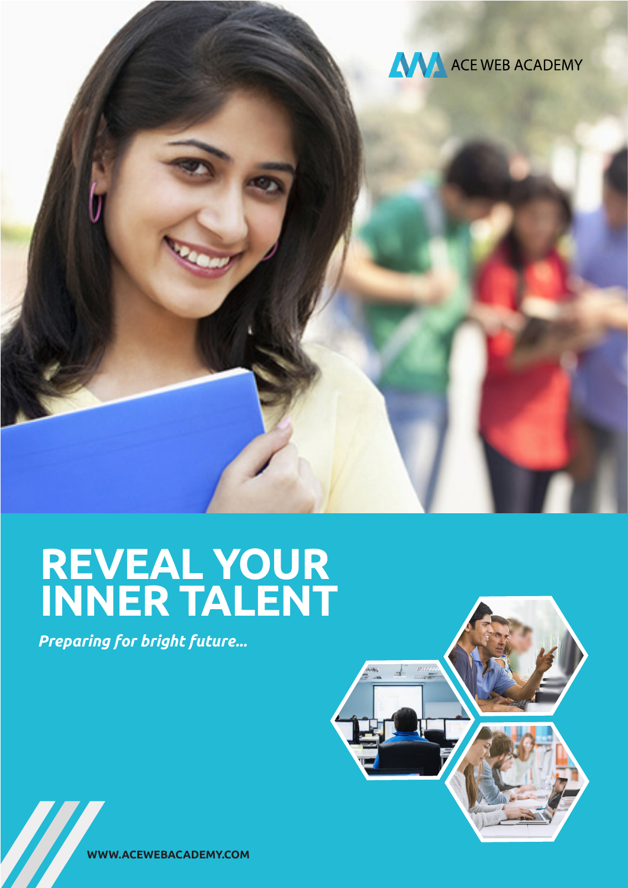ACE WEB ACADEMY

# REVEAL YOUR INNER TALENT

*Preparing for bright future...*

WWW.ACEWEBACADEMY.COM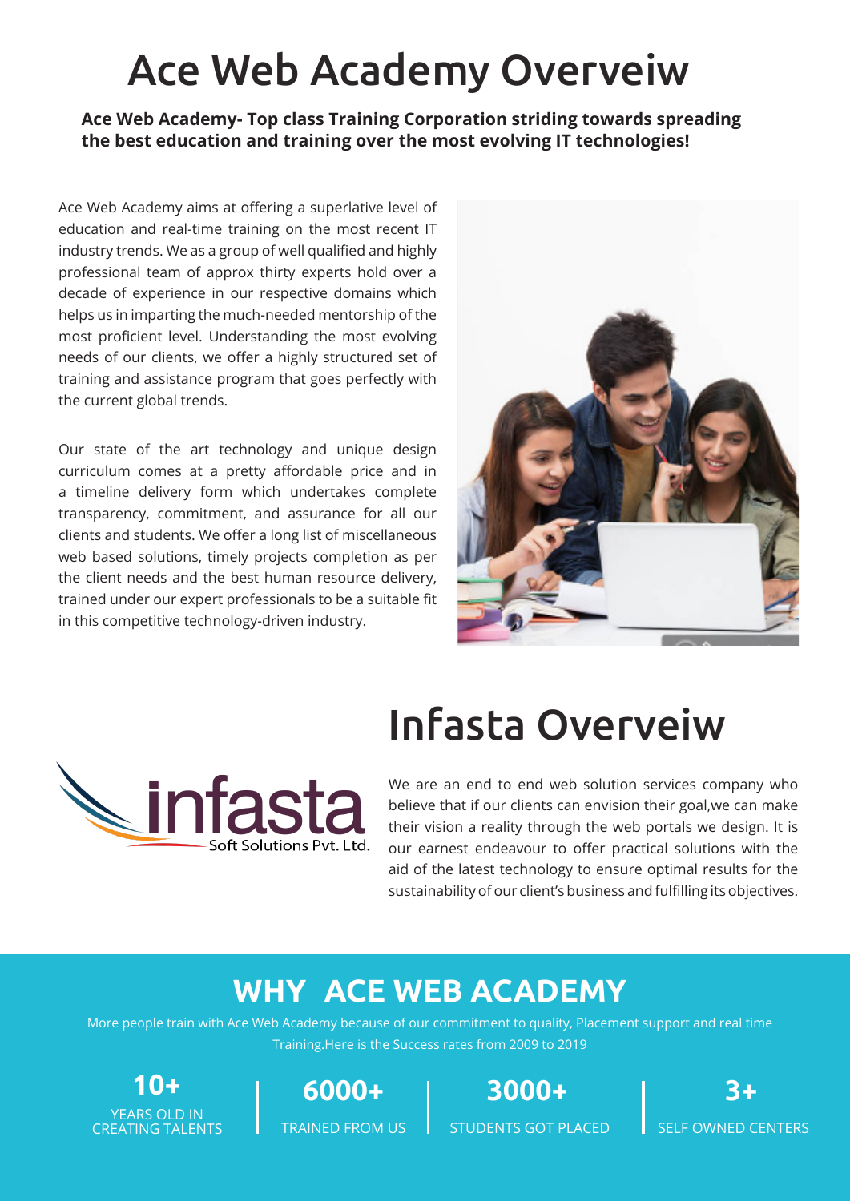# Ace Web Academy Overveiw

**Ace Web Academy- Top class Training Corporation striding towards spreading the best education and training over the most evolving IT technologies!**

Ace Web Academy aims at offering a superlative level of education and real-time training on the most recent IT industry trends. We as a group of well qualified and highly professional team of approx thirty experts hold over a decade of experience in our respective domains which helps us in imparting the much-needed mentorship of the most proficient level. Understanding the most evolving needs of our clients, we offer a highly structured set of training and assistance program that goes perfectly with the current global trends.

Our state of the art technology and unique design curriculum comes at a pretty affordable price and in a timeline delivery form which undertakes complete transparency, commitment, and assurance for all our clients and students. We offer a long list of miscellaneous web based solutions, timely projects completion as per the client needs and the best human resource delivery, trained under our expert professionals to be a suitable fit in this competitive technology-driven industry.

# Infasta Overveiw

infasta Soft Solutions Pvt. Ltd.

We are an end to end web solution services company who believe that if our clients can envision their goal,we can make their vision a reality through the web portals we design. It is our earnest endeavour to offer practical solutions with the aid of the latest technology to ensure optimal results for the sustainability of our client's business and fulfilling its objectives.

## WHY ACE WEB ACADEMY

More people train with Ace Web Academy because of our commitment to quality, Placement support and real time Training.Here is the Success rates from 2009 to 2019

**10+**
YEARS OLD IN CREATING TALENTS

**6000+**
TRAINED FROM US

**3000+**
STUDENTS GOT PLACED

**3+**
SELF OWNED CENTERS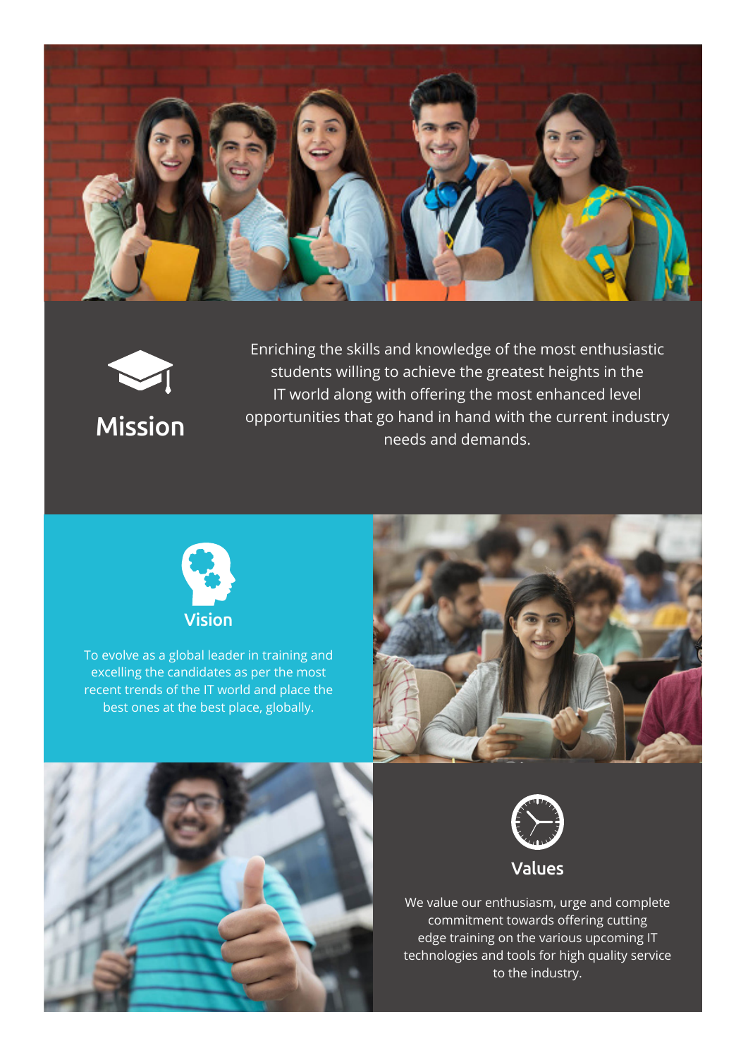## Mission

Enriching the skills and knowledge of the most enthusiastic students willing to achieve the greatest heights in the IT world along with offering the most enhanced level opportunities that go hand in hand with the current industry needs and demands.

## Vision

To evolve as a global leader in training and excelling the candidates as per the most recent trends of the IT world and place the best ones at the best place, globally.

## Values

We value our enthusiasm, urge and complete commitment towards offering cutting edge training on the various upcoming IT technologies and tools for high quality service to the industry.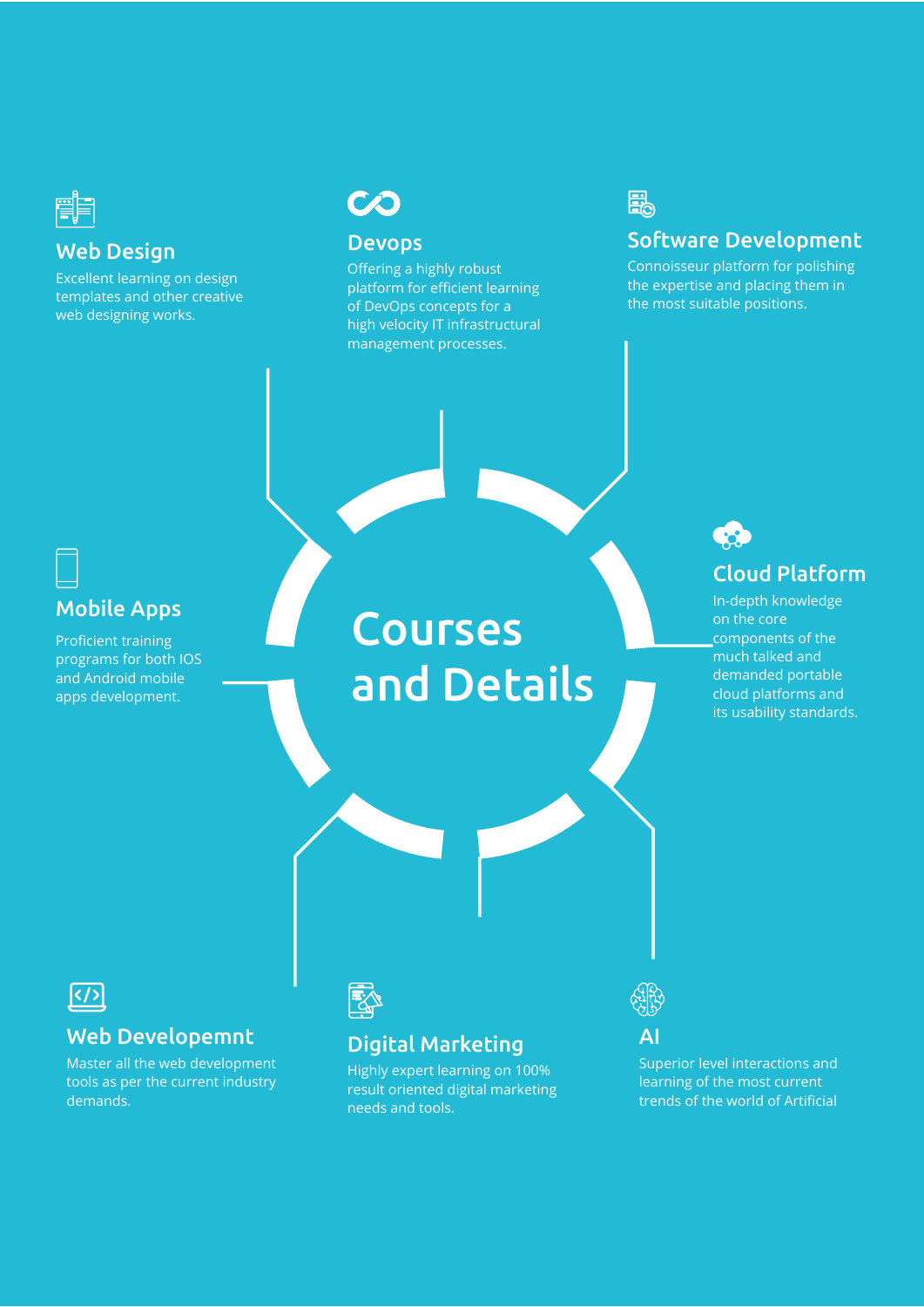# Courses and Details

## Web Design

Excellent learning on design templates and other creative web designing works.

## Devops

Offering a highly robust platform for efficient learning of DevOps concepts for a high velocity IT infrastructural management processes.

## Software Development

Connoisseur platform for polishing the expertise and placing them in the most suitable positions.

## Mobile Apps

Proficient training programs for both IOS and Android mobile apps development.

## Cloud Platform

In-depth knowledge on the core components of the much talked and demanded portable cloud platforms and its usability standards.

## Web Developemnt

Master all the web development tools as per the current industry demands.

## Digital Marketing

Highly expert learning on 100% result oriented digital marketing needs and tools.

## AI

Superior level interactions and learning of the most current trends of the world of Artificial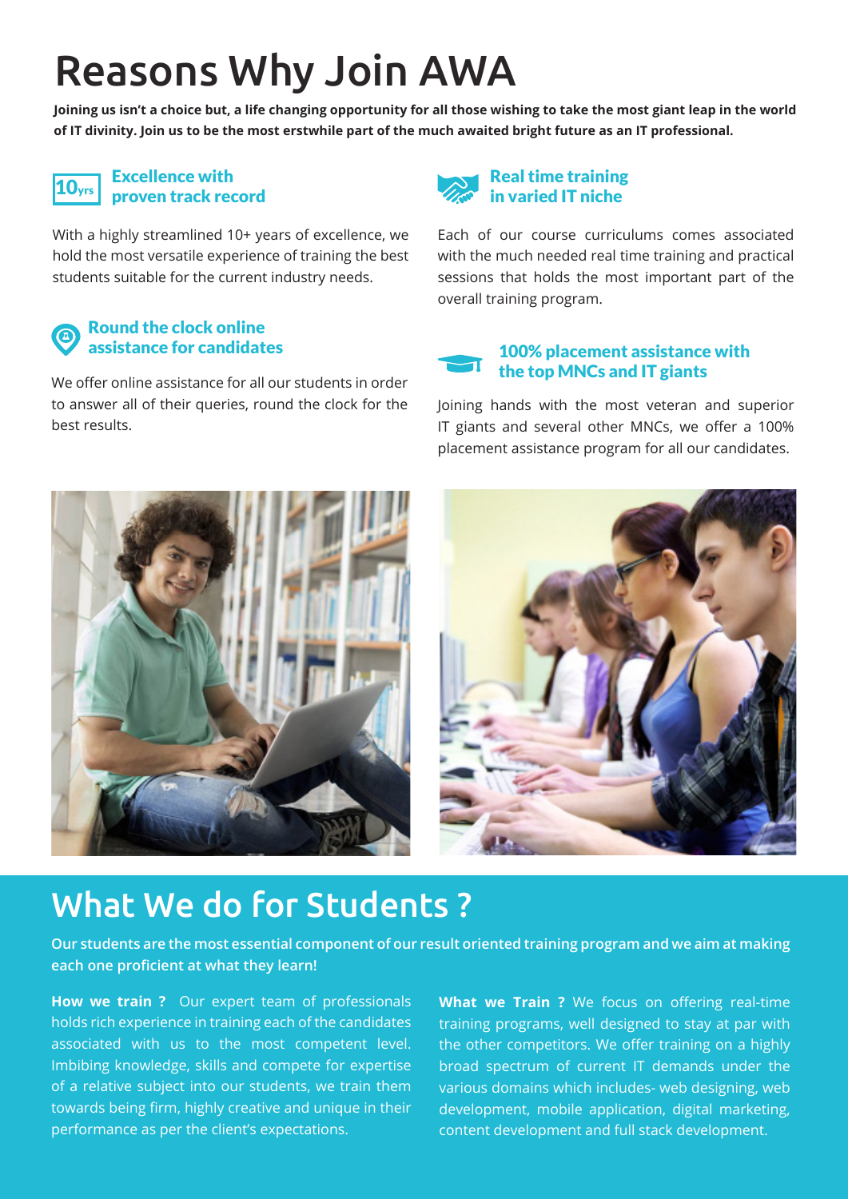# Reasons Why Join AWA

**Joining us isn't a choice but, a life changing opportunity for all those wishing to take the most giant leap in the world of IT divinity. Join us to be the most erstwhile part of the much awaited bright future as an IT professional.**

### Excellence with proven track record

With a highly streamlined 10+ years of excellence, we hold the most versatile experience of training the best students suitable for the current industry needs.

### Round the clock online assistance for candidates

We offer online assistance for all our students in order to answer all of their queries, round the clock for the best results.

### Real time training in varied IT niche

Each of our course curriculums comes associated with the much needed real time training and practical sessions that holds the most important part of the overall training program.

### 100% placement assistance with the top MNCs and IT giants

Joining hands with the most veteran and superior IT giants and several other MNCs, we offer a 100% placement assistance program for all our candidates.

## What We do for Students ?

**Our students are the most essential component of our result oriented training program and we aim at making each one proficient at what they learn!**

**How we train ?** Our expert team of professionals holds rich experience in training each of the candidates associated with us to the most competent level. Imbibing knowledge, skills and compete for expertise of a relative subject into our students, we train them towards being firm, highly creative and unique in their performance as per the client's expectations.

**What we Train ?** We focus on offering real-time training programs, well designed to stay at par with the other competitors. We offer training on a highly broad spectrum of current IT demands under the various domains which includes- web designing, web development, mobile application, digital marketing, content development and full stack development.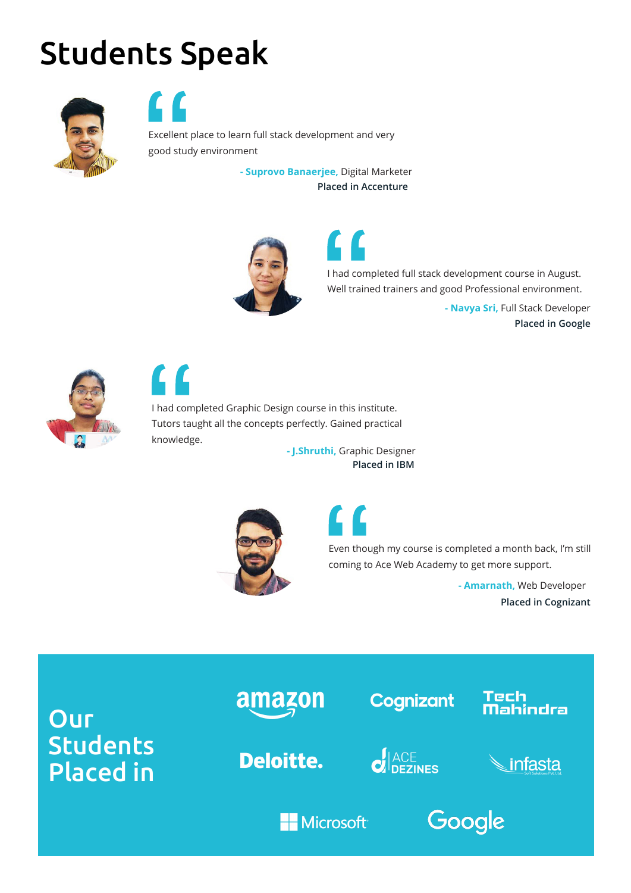# Students Speak

Excellent place to learn full stack development and very good study environment

**- Suprovo Banaerjee,** Digital Marketer
**Placed in Accenture**

I had completed full stack development course in August. Well trained trainers and good Professional environment.

**- Navya Sri,** Full Stack Developer
**Placed in Google**

I had completed Graphic Design course in this institute. Tutors taught all the concepts perfectly. Gained practical knowledge.

**- J.Shruthi,** Graphic Designer
**Placed in IBM**

Even though my course is completed a month back, I'm still coming to Ace Web Academy to get more support.

**- Amarnath,** Web Developer
**Placed in Cognizant**

## Our Students Placed in

amazon, Cognizant, Tech Mahindra, Deloitte., ACE DEZINES, infasta, Microsoft, Google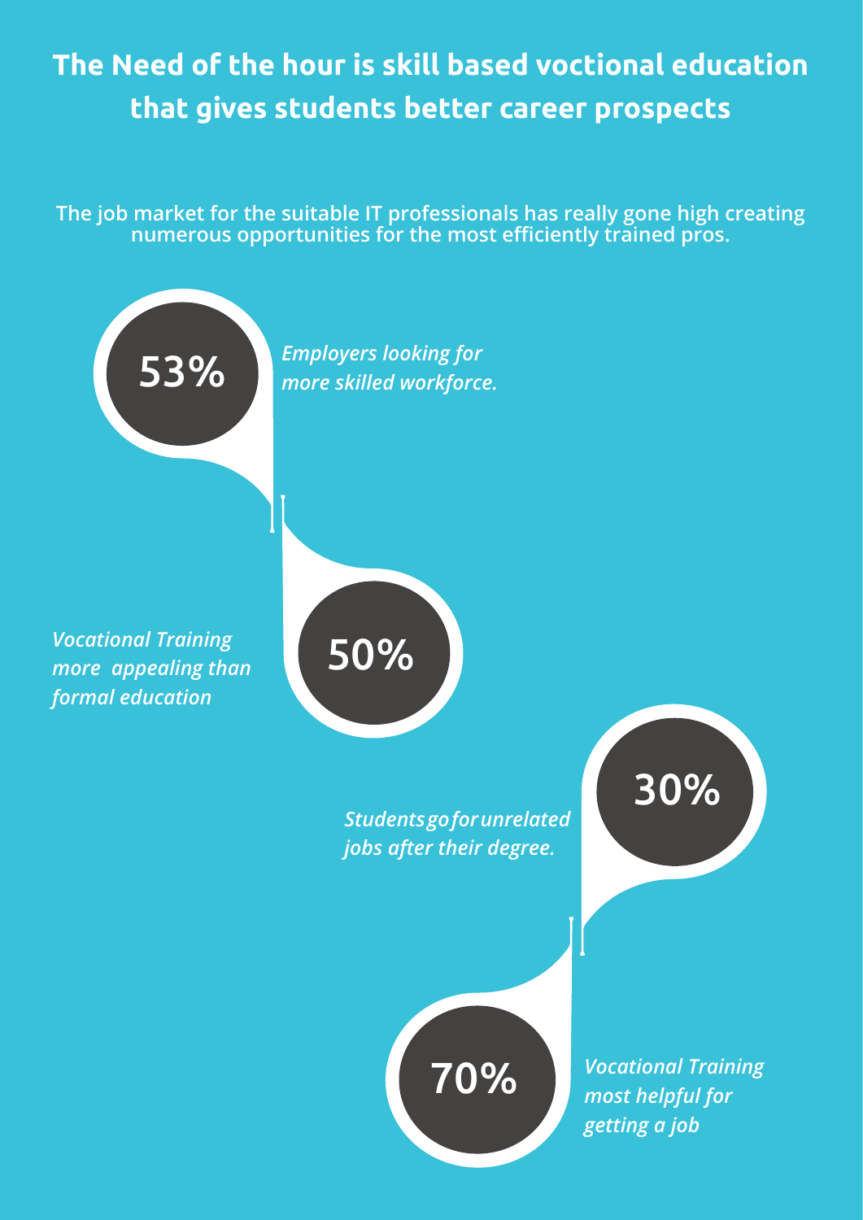# The Need of the hour is skill based voctional education that gives students better career prospects

**The job market for the suitable IT professionals has really gone high creating numerous opportunities for the most efficiently trained pros.**

**53%** *Employers looking for more skilled workforce.*

**50%** *Vocational Training more appealing than formal education*

**30%** *Students go for unrelated jobs after their degree.*

**70%** *Vocational Training most helpful for getting a job*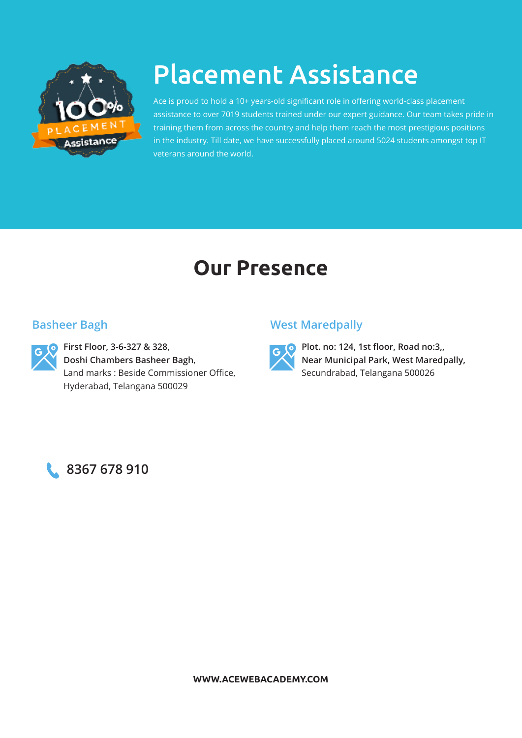# Placement Assistance

Ace is proud to hold a 10+ years-old significant role in offering world-class placement assistance to over 7019 students trained under our expert guidance. Our team takes pride in training them from across the country and help them reach the most prestigious positions in the industry. Till date, we have successfully placed around 5024 students amongst top IT veterans around the world.

## Our Presence

### Basheer Bagh

**First Floor, 3-6-327 & 328,**
**Doshi Chambers Basheer Bagh**,
Land marks : Beside Commissioner Office,
Hyderabad, Telangana 500029

### West Maredpally

**Plot. no: 124, 1st floor, Road no:3,,**
**Near Municipal Park, West Maredpally,**
Secundrabad, Telangana 500026

8367 678 910

**WWW.ACEWEBACADEMY.COM**